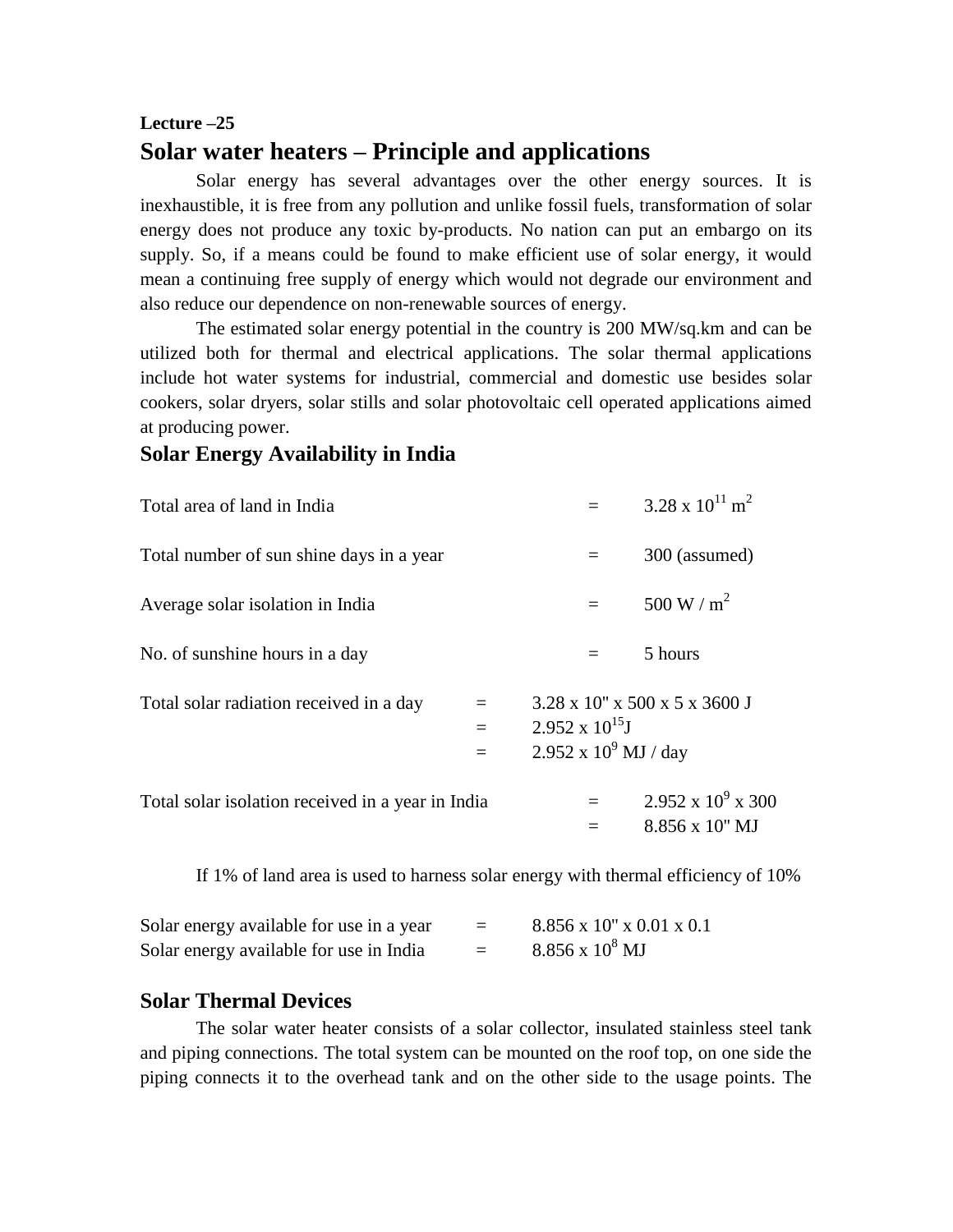**Lecture –25**

# Solar water heaters – Principle and applications

Solar energy has several advantages over the other energy sources. It is inexhaustible, it is free from any pollution and unlike fossil fuels, transformation of solar energy does not produce any toxic by-products. No nation can put an embargo on its supply. So, if a means could be found to make efficient use of solar energy, it would mean a continuing free supply of energy which would not degrade our environment and also reduce our dependence on non-renewable sources of energy.

The estimated solar energy potential in the country is 200 MW/sq.km and can be utilized both for thermal and electrical applications. The solar thermal applications include hot water systems for industrial, commercial and domestic use besides solar cookers, solar dryers, solar stills and solar photovoltaic cell operated applications aimed at producing power.

## Solar Energy Availability in India

Total area of land in India = $3.28 \times 10^{11}$ m$^2$

Total number of sun shine days in a year = 300 (assumed)

Average solar isolation in India = 500 W / m$^2$

No. of sunshine hours in a day = 5 hours

Total solar radiation received in a day = 3.28 x 10" x 500 x 5 x 3600 J
= $2.952 \times 10^{15}$J
= $2.952 \times 10^{9}$ MJ / day

Total solar isolation received in a year in India = $2.952 \times 10^{9} \times 300$
= 8.856 x 10" MJ

If 1% of land area is used to harness solar energy with thermal efficiency of 10%

Solar energy available for use in a year = 8.856 x 10" x 0.01 x 0.1

Solar energy available for use in India = $8.856 \times 10^{8}$ MJ

## Solar Thermal Devices

The solar water heater consists of a solar collector, insulated stainless steel tank and piping connections. The total system can be mounted on the roof top, on one side the piping connects it to the overhead tank and on the other side to the usage points. The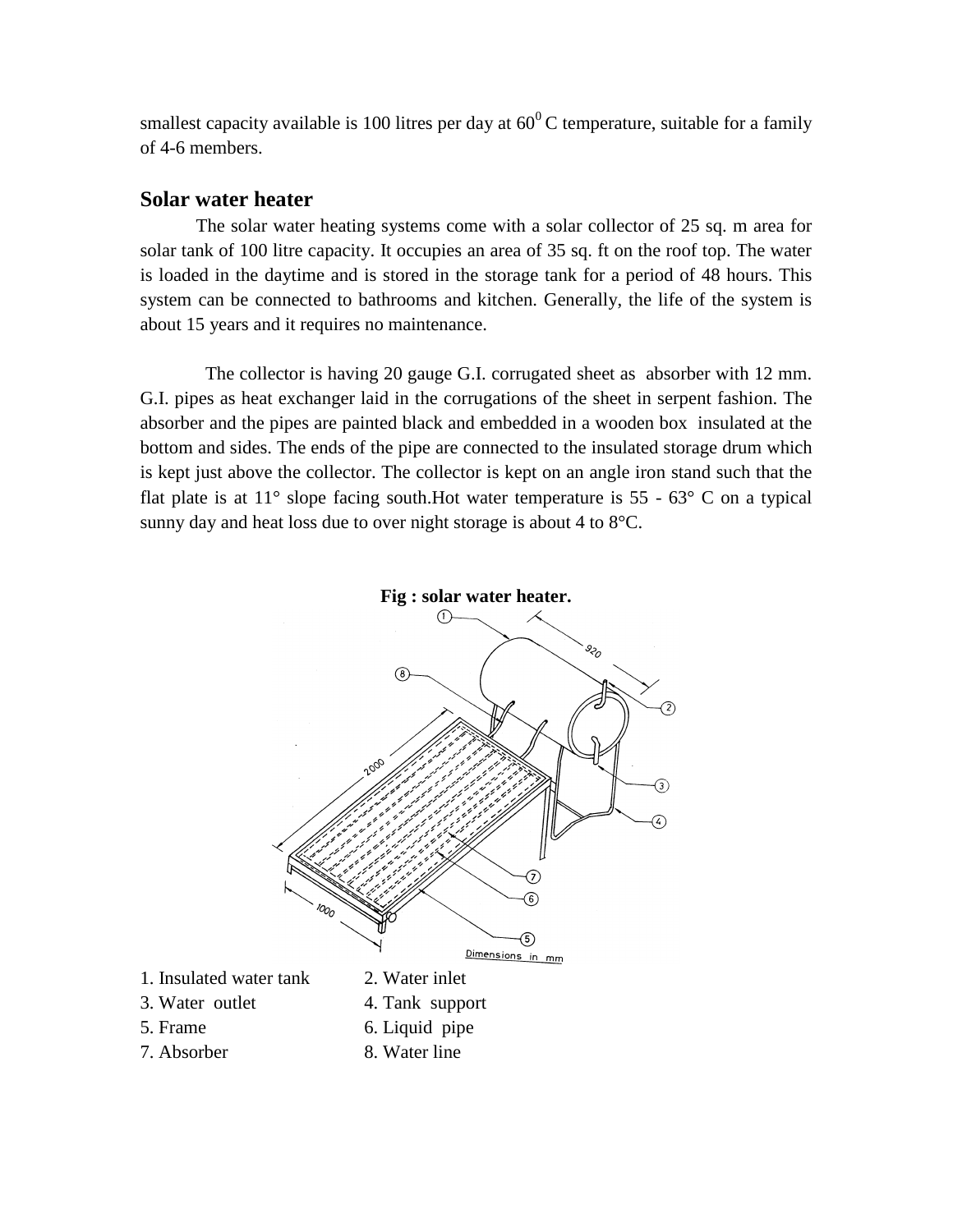smallest capacity available is 100 litres per day at $60^0$ C temperature, suitable for a family of 4-6 members.

## Solar water heater

The solar water heating systems come with a solar collector of 25 sq. m area for solar tank of 100 litre capacity. It occupies an area of 35 sq. ft on the roof top. The water is loaded in the daytime and is stored in the storage tank for a period of 48 hours. This system can be connected to bathrooms and kitchen. Generally, the life of the system is about 15 years and it requires no maintenance.

The collector is having 20 gauge G.I. corrugated sheet as absorber with 12 mm. G.I. pipes as heat exchanger laid in the corrugations of the sheet in serpent fashion. The absorber and the pipes are painted black and embedded in a wooden box insulated at the bottom and sides. The ends of the pipe are connected to the insulated storage drum which is kept just above the collector. The collector is kept on an angle iron stand such that the flat plate is at 11° slope facing south.Hot water temperature is 55 - 63° C on a typical sunny day and heat loss due to over night storage is about 4 to 8°C.

**Fig : solar water heater.**

1. Insulated water tank
2. Water inlet
3. Water outlet
4. Tank support
5. Frame
6. Liquid pipe
7. Absorber
8. Water line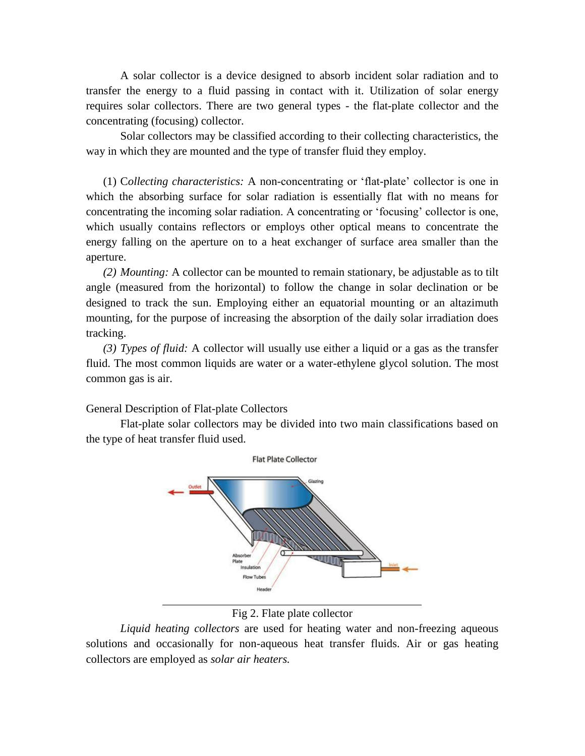A solar collector is a device designed to absorb incident solar radiation and to transfer the energy to a fluid passing in contact with it. Utilization of solar energy requires solar collectors. There are two general types - the flat-plate collector and the concentrating (focusing) collector.

Solar collectors may be classified according to their collecting characteristics, the way in which they are mounted and the type of transfer fluid they employ.

(1) C*ollecting characteristics:* A non-concentrating or 'flat-plate' collector is one in which the absorbing surface for solar radiation is essentially flat with no means for concentrating the incoming solar radiation. A concentrating or 'focusing' collector is one, which usually contains reflectors or employs other optical means to concentrate the energy falling on the aperture on to a heat exchanger of surface area smaller than the aperture.

*(2) Mounting:* A collector can be mounted to remain stationary, be adjustable as to tilt angle (measured from the horizontal) to follow the change in solar declination or be designed to track the sun. Employing either an equatorial mounting or an altazimuth mounting, for the purpose of increasing the absorption of the daily solar irradiation does tracking.

*(3) Types of fluid:* A collector will usually use either a liquid or a gas as the transfer fluid. The most common liquids are water or a water-ethylene glycol solution. The most common gas is air.

General Description of Flat-plate Collectors

Flat-plate solar collectors may be divided into two main classifications based on the type of heat transfer fluid used.

Fig 2. Flate plate collector

*Liquid heating collectors* are used for heating water and non-freezing aqueous solutions and occasionally for non-aqueous heat transfer fluids. Air or gas heating collectors are employed as *solar air heaters.*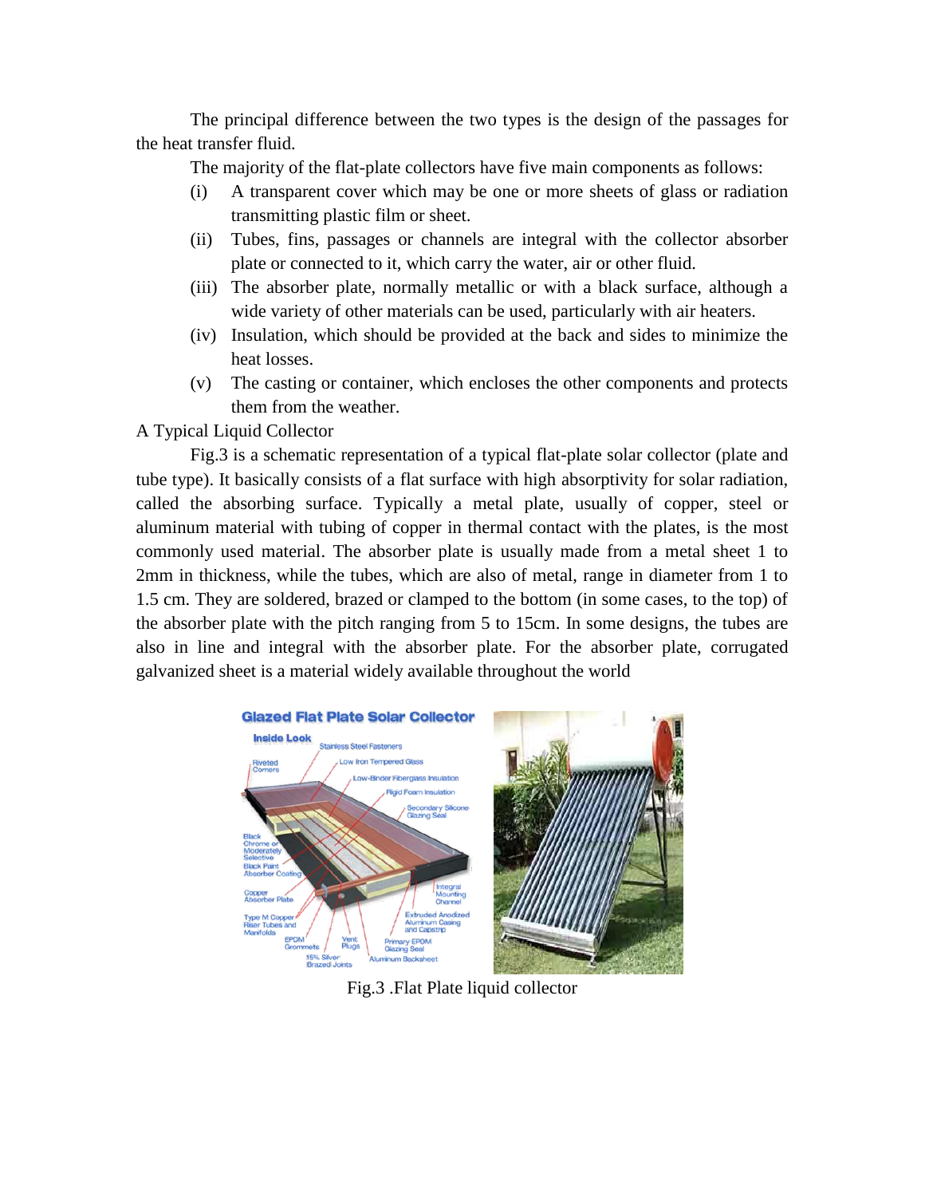The principal difference between the two types is the design of the passages for the heat transfer fluid.

The majority of the flat-plate collectors have five main components as follows:

(i) A transparent cover which may be one or more sheets of glass or radiation transmitting plastic film or sheet.

(ii) Tubes, fins, passages or channels are integral with the collector absorber plate or connected to it, which carry the water, air or other fluid.

(iii) The absorber plate, normally metallic or with a black surface, although a wide variety of other materials can be used, particularly with air heaters.

(iv) Insulation, which should be provided at the back and sides to minimize the heat losses.

(v) The casting or container, which encloses the other components and protects them from the weather.

A Typical Liquid Collector

Fig.3 is a schematic representation of a typical flat-plate solar collector (plate and tube type). It basically consists of a flat surface with high absorptivity for solar radiation, called the absorbing surface. Typically a metal plate, usually of copper, steel or aluminum material with tubing of copper in thermal contact with the plates, is the most commonly used material. The absorber plate is usually made from a metal sheet 1 to 2mm in thickness, while the tubes, which are also of metal, range in diameter from 1 to 1.5 cm. They are soldered, brazed or clamped to the bottom (in some cases, to the top) of the absorber plate with the pitch ranging from 5 to 15cm. In some designs, the tubes are also in line and integral with the absorber plate. For the absorber plate, corrugated galvanized sheet is a material widely available throughout the world

Glazed Flat Plate Solar Collector

Inside Look

Stainless Steel Fasteners

Riveted Corners

Low Iron Tempered Glass

Low-Binder Fiberglass Insulation

Rigid Foam Insulation

Secondary Silicone Glazing Seal

Black Chrome or Moderately Selective Black Paint Absorber Coating

Integral Mounting Channel

Copper Absorber Plate

Type M Copper Riser Tubes and Manifolds

Extruded Anodized Aluminum Casing and Capstrip

EPDM Grommets

Vent Plugs

Primary EPDM Glazing Seal

15% Silver Brazed Joints

Aluminum Backsheet

Fig.3 .Flat Plate liquid collector